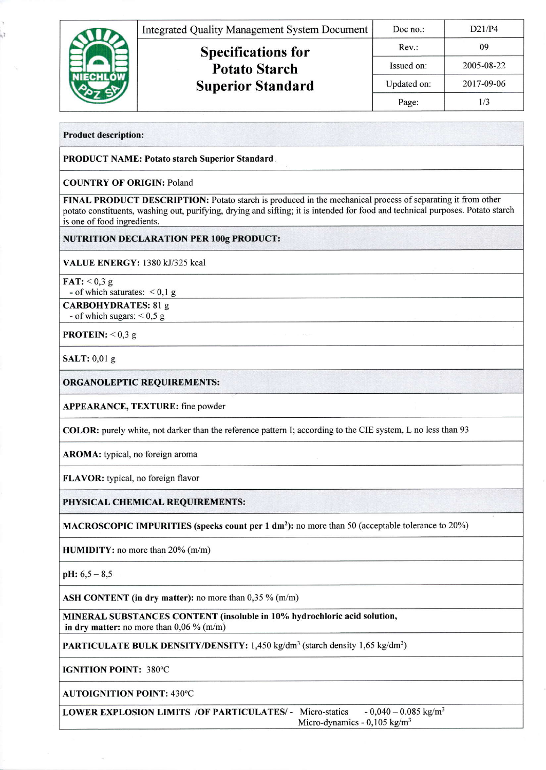| | Integrated Quality Management System Document | Doc no.: | D21/P4 |
|---|---|---|---|
| | **Specifications for Potato Starch Superior Standard** | Rev.: | 09 |
| | | Issued on: | 2005-08-22 |
| | | Updated on: | 2017-09-06 |

**Product description:**

**PRODUCT NAME: Potato starch Superior Standard**

**COUNTRY OF ORIGIN:** Poland

**FINAL PRODUCT DESCRIPTION:** Potato starch is produced in the mechanical process of separating it from other potato constituents, washing out, purifying, drying and sifting; it is intended for food and technical purposes. Potato starch is one of food ingredients.

**NUTRITION DECLARATION PER 100g PRODUCT:**

**VALUE ENERGY:** 1380 kJ/325 kcal

**FAT:** < 0,3 g
- of which saturates: < 0,1 g

**CARBOHYDRATES:** 81 g
- of which sugars: < 0,5 g

**PROTEIN:** < 0,3 g

**SALT:** 0,01 g

**ORGANOLEPTIC REQUIREMENTS:**

**APPEARANCE, TEXTURE:** fine powder

**COLOR:** purely white, not darker than the reference pattern I; according to the CIE system, L no less than 93

**AROMA:** typical, no foreign aroma

**FLAVOR:** typical, no foreign flavor

**PHYSICAL CHEMICAL REQUIREMENTS:**

**MACROSCOPIC IMPURITIES (specks count per 1 dm$^2$):** no more than 50 (acceptable tolerance to 20%)

**HUMIDITY:** no more than 20% (m/m)

**pH:** 6,5 – 8,5

**ASH CONTENT (in dry matter):** no more than 0,35 % (m/m)

**MINERAL SUBSTANCES CONTENT (insoluble in 10% hydrochloric acid solution, in dry matter:** no more than 0,06 % (m/m)

**PARTICULATE BULK DENSITY/DENSITY:** 1,450 kg/dm$^3$ (starch density 1,65 kg/dm$^3$)

**IGNITION POINT:** 380°C

**AUTOIGNITION POINT:** 430°C

**LOWER EXPLOSION LIMITS /OF PARTICULATES/ -** Micro-statics - 0,040 – 0.085 kg/m$^3$
Micro-dynamics - 0,105 kg/m$^3$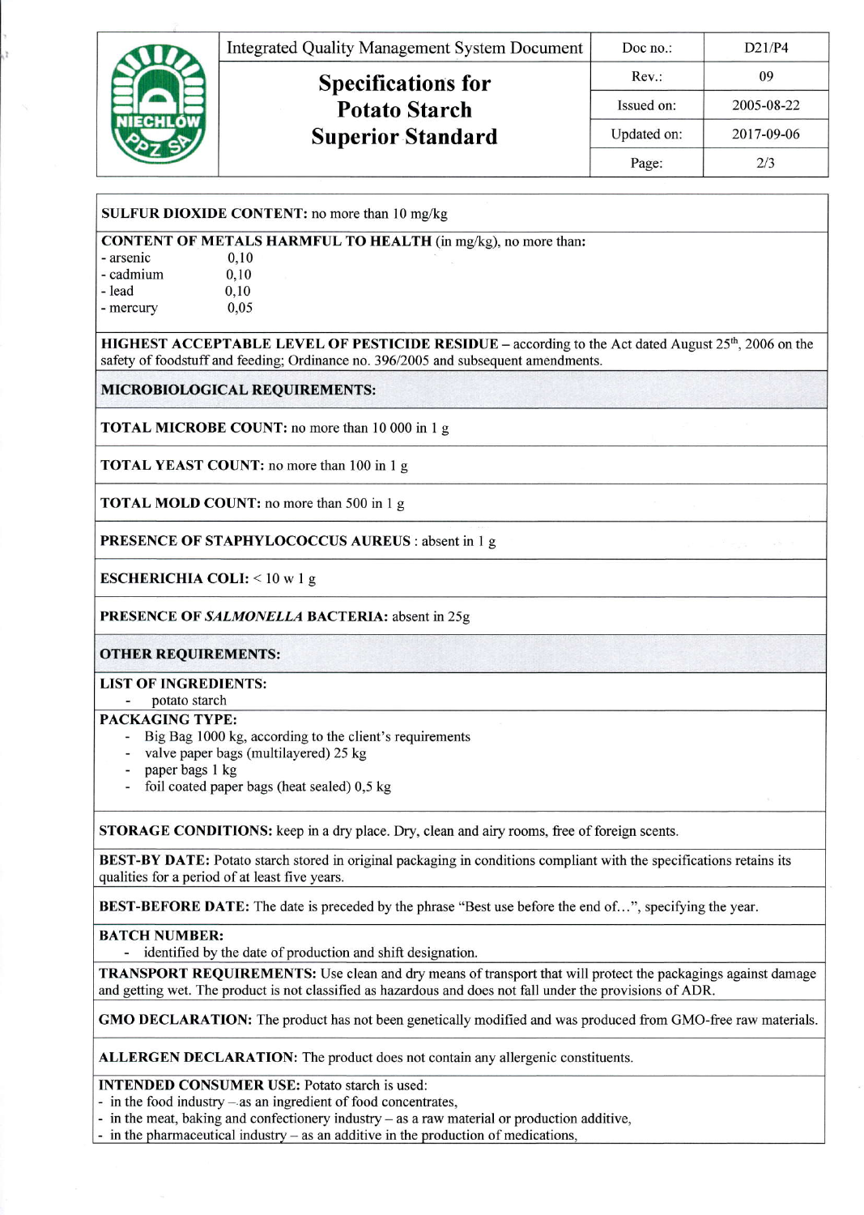| Integrated Quality Management System Document | Doc no.: | D21/P4 |
|---|---|---|
| **Specifications for Potato Starch Superior Standard** | Rev.: | 09 |
| | Issued on: | 2005-08-22 |
| | Updated on: | 2017-09-06 |

**SULFUR DIOXIDE CONTENT:** no more than 10 mg/kg

**CONTENT OF METALS HARMFUL TO HEALTH** (in mg/kg), no more than:

- arsenic 0,10
- cadmium 0,10
- lead 0,10
- mercury 0,05

**HIGHEST ACCEPTABLE LEVEL OF PESTICIDE RESIDUE** – according to the Act dated August 25th, 2006 on the safety of foodstuff and feeding; Ordinance no. 396/2005 and subsequent amendments.

**MICROBIOLOGICAL REQUIREMENTS:**

**TOTAL MICROBE COUNT:** no more than 10 000 in 1 g

**TOTAL YEAST COUNT:** no more than 100 in 1 g

**TOTAL MOLD COUNT:** no more than 500 in 1 g

**PRESENCE OF STAPHYLOCOCCUS AUREUS** : absent in 1 g

**ESCHERICHIA COLI:** < 10 w 1 g

**PRESENCE OF *SALMONELLA* BACTERIA:** absent in 25g

**OTHER REQUIREMENTS:**

**LIST OF INGREDIENTS:**

- potato starch

**PACKAGING TYPE:**

- Big Bag 1000 kg, according to the client's requirements
- valve paper bags (multilayered) 25 kg
- paper bags 1 kg
- foil coated paper bags (heat sealed) 0,5 kg

**STORAGE CONDITIONS:** keep in a dry place. Dry, clean and airy rooms, free of foreign scents.

**BEST-BY DATE:** Potato starch stored in original packaging in conditions compliant with the specifications retains its qualities for a period of at least five years.

**BEST-BEFORE DATE:** The date is preceded by the phrase "Best use before the end of…", specifying the year.

**BATCH NUMBER:**

- identified by the date of production and shift designation.

**TRANSPORT REQUIREMENTS:** Use clean and dry means of transport that will protect the packagings against damage and getting wet. The product is not classified as hazardous and does not fall under the provisions of ADR.

**GMO DECLARATION:** The product has not been genetically modified and was produced from GMO-free raw materials.

**ALLERGEN DECLARATION:** The product does not contain any allergenic constituents.

**INTENDED CONSUMER USE:** Potato starch is used:

- in the food industry – as an ingredient of food concentrates,
- in the meat, baking and confectionery industry – as a raw material or production additive,
- in the pharmaceutical industry – as an additive in the production of medications,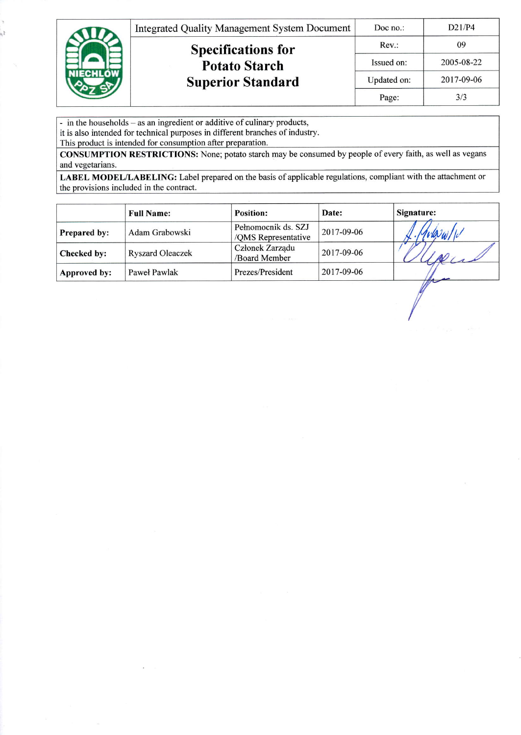- in the households – as an ingredient or additive of culinary products,
it is also intended for technical purposes in different branches of industry.
This product is intended for consumption after preparation.

**CONSUMPTION RESTRICTIONS:** None; potato starch may be consumed by people of every faith, as well as vegans and vegetarians.

**LABEL MODEL/LABELING:** Label prepared on the basis of applicable regulations, compliant with the attachment or the provisions included in the contract.

| | Full Name: | Position: | Date: | Signature: |
|---|---|---|---|---|
| **Prepared by:** | Adam Grabowski | Pełnomocnik ds. SZJ /QMS Representative | 2017-09-06 | |
| **Checked by:** | Ryszard Oleaczek | Członek Zarządu /Board Member | 2017-09-06 | |
| **Approved by:** | Paweł Pawlak | Prezes/President | 2017-09-06 | |